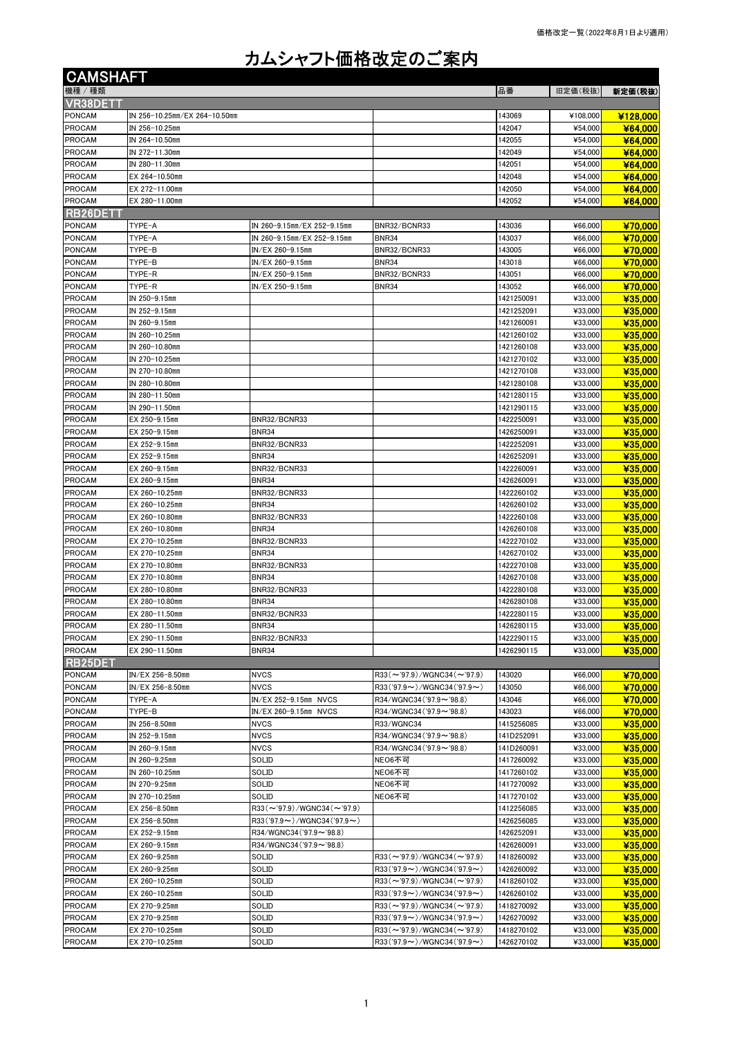価格改定一覧（2022年8月1日より適用）

# カムシャフト価格改定のご案内

## CAMSHAFT

| 機種 / 種類 | | | | 品番 | 旧定価(税抜) | 新定価(税抜) |
|---|---|---|---|---|---|---|
| **VR38DETT** | | | | | | |
| PONCAM | IN 256-10.25mm/EX 264-10.50mm | | | 143069 | ¥108,000 | **¥128,000** |
| PROCAM | IN 256-10.25mm | | | 142047 | ¥54,000 | **¥64,000** |
| PROCAM | IN 264-10.50mm | | | 142055 | ¥54,000 | **¥64,000** |
| PROCAM | IN 272-11.30mm | | | 142049 | ¥54,000 | **¥64,000** |
| PROCAM | IN 280-11.30mm | | | 142051 | ¥54,000 | **¥64,000** |
| PROCAM | EX 264-10.50mm | | | 142048 | ¥54,000 | **¥64,000** |
| PROCAM | EX 272-11.00mm | | | 142050 | ¥54,000 | **¥64,000** |
| PROCAM | EX 280-11.00mm | | | 142052 | ¥54,000 | **¥64,000** |
| **RB26DETT** | | | | | | |
| PONCAM | TYPE-A | IN 260-9.15mm/EX 252-9.15mm | BNR32/BCNR33 | 143036 | ¥66,000 | **¥70,000** |
| PONCAM | TYPE-A | IN 260-9.15mm/EX 252-9.15mm | BNR34 | 143037 | ¥66,000 | **¥70,000** |
| PONCAM | TYPE-B | IN/EX 260-9.15mm | BNR32/BCNR33 | 143005 | ¥66,000 | **¥70,000** |
| PONCAM | TYPE-B | IN/EX 260-9.15mm | BNR34 | 143018 | ¥66,000 | **¥70,000** |
| PONCAM | TYPE-R | IN/EX 250-9.15mm | BNR32/BCNR33 | 143051 | ¥66,000 | **¥70,000** |
| PONCAM | TYPE-R | IN/EX 250-9.15mm | BNR34 | 143052 | ¥66,000 | **¥70,000** |
| PROCAM | IN 250-9.15mm | | | 1421250091 | ¥33,000 | **¥35,000** |
| PROCAM | IN 252-9.15mm | | | 1421252091 | ¥33,000 | **¥35,000** |
| PROCAM | IN 260-9.15mm | | | 1421260091 | ¥33,000 | **¥35,000** |
| PROCAM | IN 260-10.25mm | | | 1421260102 | ¥33,000 | **¥35,000** |
| PROCAM | IN 260-10.80mm | | | 1421260108 | ¥33,000 | **¥35,000** |
| PROCAM | IN 270-10.25mm | | | 1421270102 | ¥33,000 | **¥35,000** |
| PROCAM | IN 270-10.80mm | | | 1421270108 | ¥33,000 | **¥35,000** |
| PROCAM | IN 280-10.80mm | | | 1421280108 | ¥33,000 | **¥35,000** |
| PROCAM | IN 280-11.50mm | | | 1421280115 | ¥33,000 | **¥35,000** |
| PROCAM | IN 290-11.50mm | | | 1421290115 | ¥33,000 | **¥35,000** |
| PROCAM | EX 250-9.15mm | BNR32/BCNR33 | | 1422250091 | ¥33,000 | **¥35,000** |
| PROCAM | EX 250-9.15mm | BNR34 | | 1426250091 | ¥33,000 | **¥35,000** |
| PROCAM | EX 252-9.15mm | BNR32/BCNR33 | | 1422252091 | ¥33,000 | **¥35,000** |
| PROCAM | EX 252-9.15mm | BNR34 | | 1426252091 | ¥33,000 | **¥35,000** |
| PROCAM | EX 260-9.15mm | BNR32/BCNR33 | | 1422260091 | ¥33,000 | **¥35,000** |
| PROCAM | EX 260-9.15mm | BNR34 | | 1426260091 | ¥33,000 | **¥35,000** |
| PROCAM | EX 260-10.25mm | BNR32/BCNR33 | | 1422260102 | ¥33,000 | **¥35,000** |
| PROCAM | EX 260-10.25mm | BNR34 | | 1426260102 | ¥33,000 | **¥35,000** |
| PROCAM | EX 260-10.80mm | BNR32/BCNR33 | | 1422260108 | ¥33,000 | **¥35,000** |
| PROCAM | EX 260-10.80mm | BNR34 | | 1426260108 | ¥33,000 | **¥35,000** |
| PROCAM | EX 270-10.25mm | BNR32/BCNR33 | | 1422270102 | ¥33,000 | **¥35,000** |
| PROCAM | EX 270-10.25mm | BNR34 | | 1426270102 | ¥33,000 | **¥35,000** |
| PROCAM | EX 270-10.80mm | BNR32/BCNR33 | | 1422270108 | ¥33,000 | **¥35,000** |
| PROCAM | EX 270-10.80mm | BNR34 | | 1426270108 | ¥33,000 | **¥35,000** |
| PROCAM | EX 280-10.80mm | BNR32/BCNR33 | | 1422280108 | ¥33,000 | **¥35,000** |
| PROCAM | EX 280-10.80mm | BNR34 | | 1426280108 | ¥33,000 | **¥35,000** |
| PROCAM | EX 280-11.50mm | BNR32/BCNR33 | | 1422280115 | ¥33,000 | **¥35,000** |
| PROCAM | EX 280-11.50mm | BNR34 | | 1426280115 | ¥33,000 | **¥35,000** |
| PROCAM | EX 290-11.50mm | BNR32/BCNR33 | | 1422290115 | ¥33,000 | **¥35,000** |
| PROCAM | EX 290-11.50mm | BNR34 | | 1426290115 | ¥33,000 | **¥35,000** |
| **RB25DET** | | | | | | |
| PONCAM | IN/EX 256-8.50mm | NVCS | R33(～'97.9)/WGNC34(～'97.9) | 143020 | ¥66,000 | **¥70,000** |
| PONCAM | IN/EX 256-8.50mm | NVCS | R33('97.9～)/WGNC34('97.9～) | 143050 | ¥66,000 | **¥70,000** |
| PONCAM | TYPE-A | IN/EX 252-9.15mm NVCS | R34/WGNC34('97.9～'98.8) | 143046 | ¥66,000 | **¥70,000** |
| PONCAM | TYPE-B | IN/EX 260-9.15mm NVCS | R34/WGNC34('97.9～'98.8) | 143023 | ¥66,000 | **¥70,000** |
| PROCAM | IN 256-8.50mm | NVCS | R33/WGNC34 | 1415256085 | ¥33,000 | **¥35,000** |
| PROCAM | IN 252-9.15mm | NVCS | R34/WGNC34('97.9～'98.8) | 141D252091 | ¥33,000 | **¥35,000** |
| PROCAM | IN 260-9.15mm | NVCS | R34/WGNC34('97.9～'98.8) | 141D260091 | ¥33,000 | **¥35,000** |
| PROCAM | IN 260-9.25mm | SOLID | NEO6不可 | 1417260092 | ¥33,000 | **¥35,000** |
| PROCAM | IN 260-10.25mm | SOLID | NEO6不可 | 1417260102 | ¥33,000 | **¥35,000** |
| PROCAM | IN 270-9.25mm | SOLID | NEO6不可 | 1417270092 | ¥33,000 | **¥35,000** |
| PROCAM | IN 270-10.25mm | SOLID | NEO6不可 | 1417270102 | ¥33,000 | **¥35,000** |
| PROCAM | EX 256-8.50mm | R33(～'97.9)/WGNC34(～'97.9) | | 1412256085 | ¥33,000 | **¥35,000** |
| PROCAM | EX 256-8.50mm | R33('97.9～)/WGNC34('97.9～) | | 1426256085 | ¥33,000 | **¥35,000** |
| PROCAM | EX 252-9.15mm | R34/WGNC34('97.9～'98.8) | | 1426252091 | ¥33,000 | **¥35,000** |
| PROCAM | EX 260-9.15mm | R34/WGNC34('97.9～'98.8) | | 1426260091 | ¥33,000 | **¥35,000** |
| PROCAM | EX 260-9.25mm | SOLID | R33(～'97.9)/WGNC34(～'97.9) | 1418260092 | ¥33,000 | **¥35,000** |
| PROCAM | EX 260-9.25mm | SOLID | R33('97.9～)/WGNC34('97.9～) | 1426260092 | ¥33,000 | **¥35,000** |
| PROCAM | EX 260-10.25mm | SOLID | R33(～'97.9)/WGNC34(～'97.9) | 1418260102 | ¥33,000 | **¥35,000** |
| PROCAM | EX 260-10.25mm | SOLID | R33('97.9～)/WGNC34('97.9～) | 1426260102 | ¥33,000 | **¥35,000** |
| PROCAM | EX 270-9.25mm | SOLID | R33(～'97.9)/WGNC34(～'97.9) | 1418270092 | ¥33,000 | **¥35,000** |
| PROCAM | EX 270-9.25mm | SOLID | R33('97.9～)/WGNC34('97.9～) | 1426270092 | ¥33,000 | **¥35,000** |
| PROCAM | EX 270-10.25mm | SOLID | R33(～'97.9)/WGNC34(～'97.9) | 1418270102 | ¥33,000 | **¥35,000** |
| PROCAM | EX 270-10.25mm | SOLID | R33('97.9～)/WGNC34('97.9～) | 1426270102 | ¥33,000 | **¥35,000** |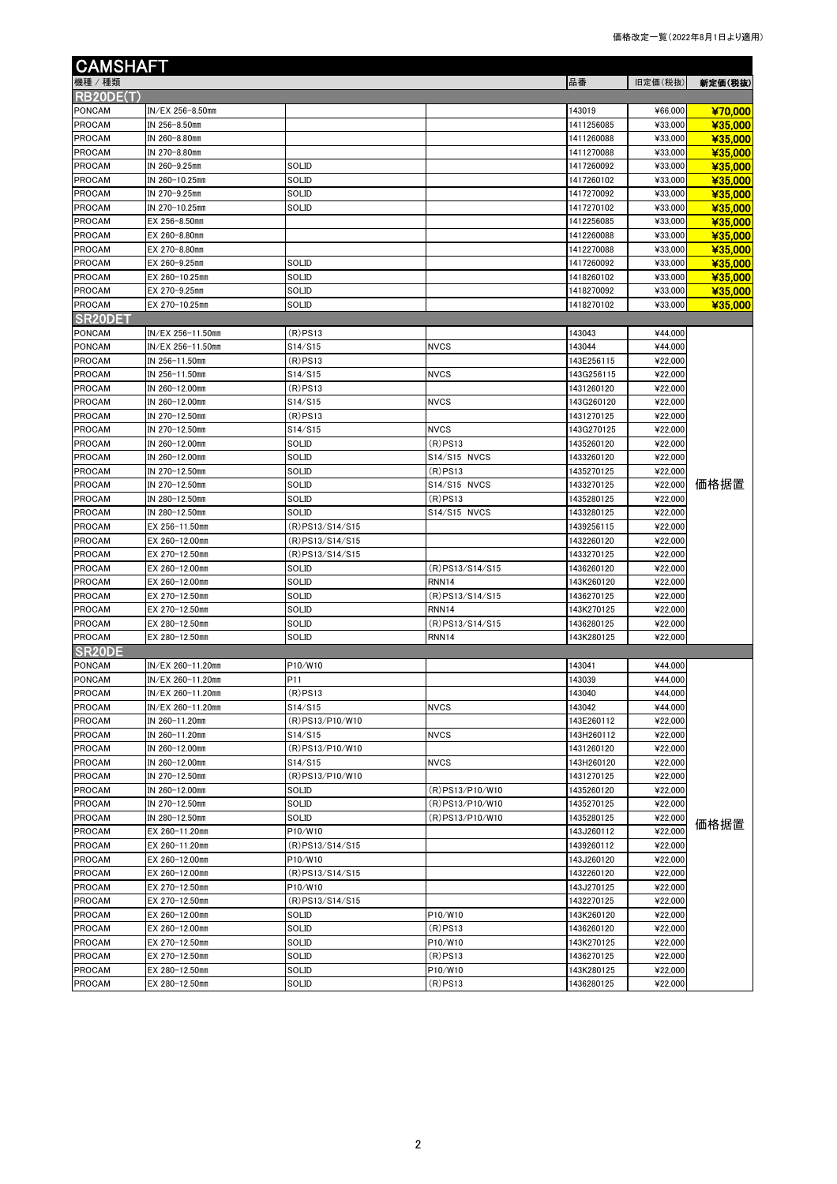価格改定一覧（2022年8月1日より適用）

# CAMSHAFT

| 機種 / 種類 | | | | 品番 | 旧定価(税抜) | 新定価(税抜) |
|---|---|---|---|---|---|---|
| **RB20DE(T)** | | | | | | |
| PONCAM | IN/EX 256-8.50mm | | | 143019 | ¥66,000 | **¥70,000** |
| PROCAM | IN 256-8.50mm | | | 1411256085 | ¥33,000 | **¥35,000** |
| PROCAM | IN 260-8.80mm | | | 1411260088 | ¥33,000 | **¥35,000** |
| PROCAM | IN 270-8.80mm | | | 1411270088 | ¥33,000 | **¥35,000** |
| PROCAM | IN 260-9.25mm | SOLID | | 1417260092 | ¥33,000 | **¥35,000** |
| PROCAM | IN 260-10.25mm | SOLID | | 1417260102 | ¥33,000 | **¥35,000** |
| PROCAM | IN 270-9.25mm | SOLID | | 1417270092 | ¥33,000 | **¥35,000** |
| PROCAM | IN 270-10.25mm | SOLID | | 1417270102 | ¥33,000 | **¥35,000** |
| PROCAM | EX 256-8.50mm | | | 1412256085 | ¥33,000 | **¥35,000** |
| PROCAM | EX 260-8.80mm | | | 1412260088 | ¥33,000 | **¥35,000** |
| PROCAM | EX 270-8.80mm | | | 1412270088 | ¥33,000 | **¥35,000** |
| PROCAM | EX 260-9.25mm | SOLID | | 1417260092 | ¥33,000 | **¥35,000** |
| PROCAM | EX 260-10.25mm | SOLID | | 1418260102 | ¥33,000 | **¥35,000** |
| PROCAM | EX 270-9.25mm | SOLID | | 1418270092 | ¥33,000 | **¥35,000** |
| PROCAM | EX 270-10.25mm | SOLID | | 1418270102 | ¥33,000 | **¥35,000** |
| **SR20DET** | | | | | | |
| PONCAM | IN/EX 256-11.50mm | (R)PS13 | | 143043 | ¥44,000 | 価格据置 |
| PONCAM | IN/EX 256-11.50mm | S14/S15 | NVCS | 143044 | ¥44,000 | |
| PROCAM | IN 256-11.50mm | (R)PS13 | | 143E256115 | ¥22,000 | |
| PROCAM | IN 256-11.50mm | S14/S15 | NVCS | 143G256115 | ¥22,000 | |
| PROCAM | IN 260-12.00mm | (R)PS13 | | 1431260120 | ¥22,000 | |
| PROCAM | IN 260-12.00mm | S14/S15 | NVCS | 143G260120 | ¥22,000 | |
| PROCAM | IN 270-12.50mm | (R)PS13 | | 1431270125 | ¥22,000 | |
| PROCAM | IN 270-12.50mm | S14/S15 | NVCS | 143G270125 | ¥22,000 | |
| PROCAM | IN 260-12.00mm | SOLID | (R)PS13 | 1435260120 | ¥22,000 | |
| PROCAM | IN 260-12.00mm | SOLID | S14/S15 NVCS | 1433260120 | ¥22,000 | |
| PROCAM | IN 270-12.50mm | SOLID | (R)PS13 | 1435270125 | ¥22,000 | |
| PROCAM | IN 270-12.50mm | SOLID | S14/S15 NVCS | 1433270125 | ¥22,000 | |
| PROCAM | IN 280-12.50mm | SOLID | (R)PS13 | 1435280125 | ¥22,000 | |
| PROCAM | IN 280-12.50mm | SOLID | S14/S15 NVCS | 1433280125 | ¥22,000 | |
| PROCAM | EX 256-11.50mm | (R)PS13/S14/S15 | | 1439256115 | ¥22,000 | |
| PROCAM | EX 260-12.00mm | (R)PS13/S14/S15 | | 1432260120 | ¥22,000 | |
| PROCAM | EX 270-12.50mm | (R)PS13/S14/S15 | | 1433270125 | ¥22,000 | |
| PROCAM | EX 260-12.00mm | SOLID | (R)PS13/S14/S15 | 1436260120 | ¥22,000 | |
| PROCAM | EX 260-12.00mm | SOLID | RNN14 | 143K260120 | ¥22,000 | |
| PROCAM | EX 270-12.50mm | SOLID | (R)PS13/S14/S15 | 1436270125 | ¥22,000 | |
| PROCAM | EX 270-12.50mm | SOLID | RNN14 | 143K270125 | ¥22,000 | |
| PROCAM | EX 280-12.50mm | SOLID | (R)PS13/S14/S15 | 1436280125 | ¥22,000 | |
| PROCAM | EX 280-12.50mm | SOLID | RNN14 | 143K280125 | ¥22,000 | |
| **SR20DE** | | | | | | |
| PONCAM | IN/EX 260-11.20mm | P10/W10 | | 143041 | ¥44,000 | 価格据置 |
| PONCAM | IN/EX 260-11.20mm | P11 | | 143039 | ¥44,000 | |
| PROCAM | IN/EX 260-11.20mm | (R)PS13 | | 143040 | ¥44,000 | |
| PROCAM | IN/EX 260-11.20mm | S14/S15 | NVCS | 143042 | ¥44,000 | |
| PROCAM | IN 260-11.20mm | (R)PS13/P10/W10 | | 143E260112 | ¥22,000 | |
| PROCAM | IN 260-11.20mm | S14/S15 | NVCS | 143H260112 | ¥22,000 | |
| PROCAM | IN 260-12.00mm | (R)PS13/P10/W10 | | 1431260120 | ¥22,000 | |
| PROCAM | IN 260-12.00mm | S14/S15 | NVCS | 143H260120 | ¥22,000 | |
| PROCAM | IN 270-12.50mm | (R)PS13/P10/W10 | | 1431270125 | ¥22,000 | |
| PROCAM | IN 260-12.00mm | SOLID | (R)PS13/P10/W10 | 1435260120 | ¥22,000 | |
| PROCAM | IN 270-12.50mm | SOLID | (R)PS13/P10/W10 | 1435270125 | ¥22,000 | |
| PROCAM | IN 280-12.50mm | SOLID | (R)PS13/P10/W10 | 1435280125 | ¥22,000 | |
| PROCAM | EX 260-11.20mm | P10/W10 | | 143J260112 | ¥22,000 | |
| PROCAM | EX 260-11.20mm | (R)PS13/S14/S15 | | 1439260112 | ¥22,000 | |
| PROCAM | EX 260-12.00mm | P10/W10 | | 143J260120 | ¥22,000 | |
| PROCAM | EX 260-12.00mm | (R)PS13/S14/S15 | | 1432260120 | ¥22,000 | |
| PROCAM | EX 270-12.50mm | P10/W10 | | 143J270125 | ¥22,000 | |
| PROCAM | EX 270-12.50mm | (R)PS13/S14/S15 | | 1432270125 | ¥22,000 | |
| PROCAM | EX 260-12.00mm | SOLID | P10/W10 | 143K260120 | ¥22,000 | |
| PROCAM | EX 260-12.00mm | SOLID | (R)PS13 | 1436260120 | ¥22,000 | |
| PROCAM | EX 270-12.50mm | SOLID | P10/W10 | 143K270125 | ¥22,000 | |
| PROCAM | EX 270-12.50mm | SOLID | (R)PS13 | 1436270125 | ¥22,000 | |
| PROCAM | EX 280-12.50mm | SOLID | P10/W10 | 143K280125 | ¥22,000 | |
| PROCAM | EX 280-12.50mm | SOLID | (R)PS13 | 1436280125 | ¥22,000 | |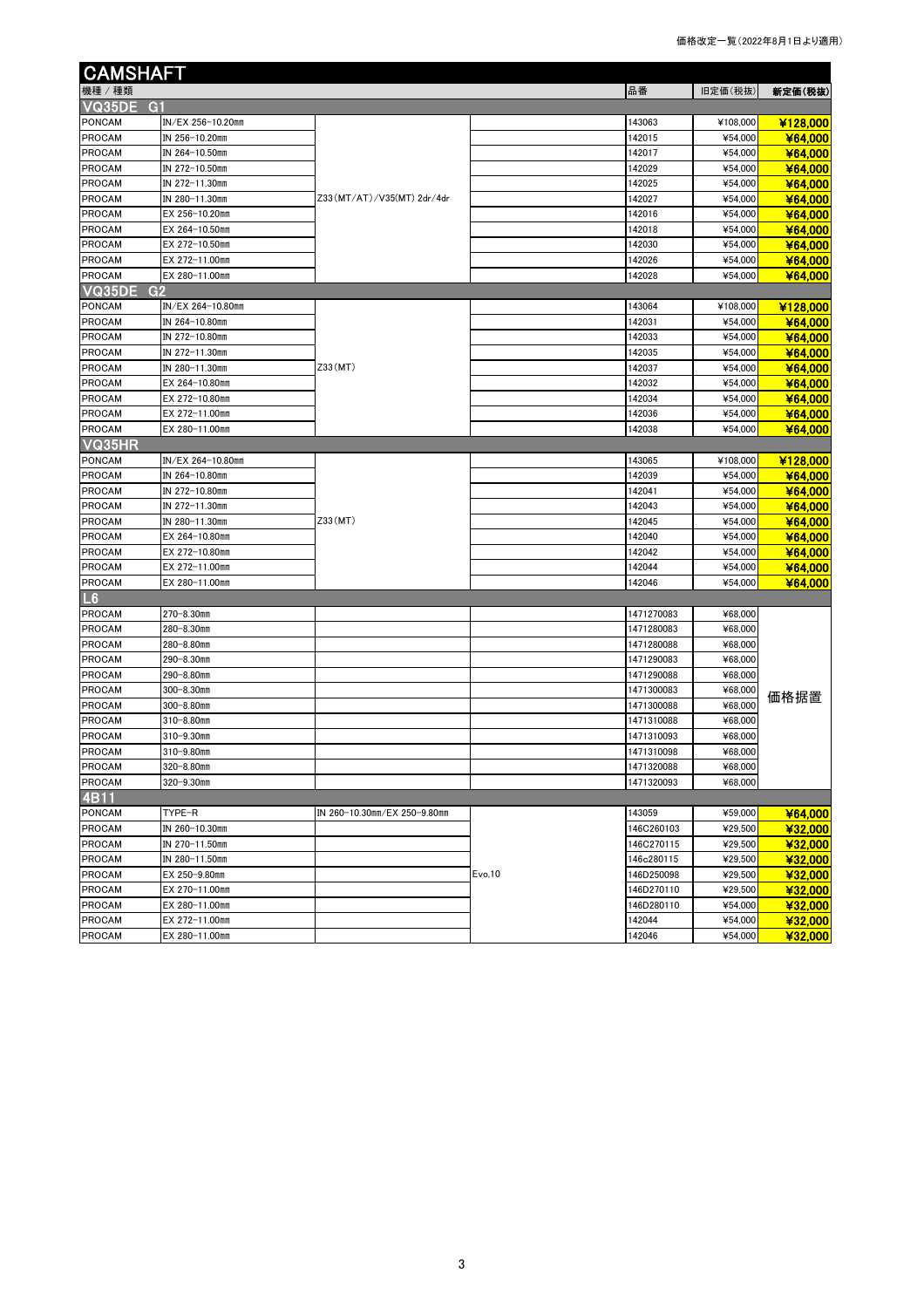価格改定一覧（2022年8月1日より適用）

# CAMSHAFT

| 機種 / 種類 | | | | 品番 | 旧定価(税抜) | 新定価(税抜) |
|---|---|---|---|---|---|---|
| **VQ35DE G1** | | | | | | |
| PONCAM | IN/EX 256-10.20mm | Z33(MT/AT)/V35(MT) 2dr/4dr | | 143063 | ¥108,000 | **¥128,000** |
| PROCAM | IN 256-10.20mm | | | 142015 | ¥54,000 | **¥64,000** |
| PROCAM | IN 264-10.50mm | | | 142017 | ¥54,000 | **¥64,000** |
| PROCAM | IN 272-10.50mm | | | 142029 | ¥54,000 | **¥64,000** |
| PROCAM | IN 272-11.30mm | | | 142025 | ¥54,000 | **¥64,000** |
| PROCAM | IN 280-11.30mm | | | 142027 | ¥54,000 | **¥64,000** |
| PROCAM | EX 256-10.20mm | | | 142016 | ¥54,000 | **¥64,000** |
| PROCAM | EX 264-10.50mm | | | 142018 | ¥54,000 | **¥64,000** |
| PROCAM | EX 272-10.50mm | | | 142030 | ¥54,000 | **¥64,000** |
| PROCAM | EX 272-11.00mm | | | 142026 | ¥54,000 | **¥64,000** |
| PROCAM | EX 280-11.00mm | | | 142028 | ¥54,000 | **¥64,000** |
| **VQ35DE G2** | | | | | | |
| PONCAM | IN/EX 264-10.80mm | Z33(MT) | | 143064 | ¥108,000 | **¥128,000** |
| PROCAM | IN 264-10.80mm | | | 142031 | ¥54,000 | **¥64,000** |
| PROCAM | IN 272-10.80mm | | | 142033 | ¥54,000 | **¥64,000** |
| PROCAM | IN 272-11.30mm | | | 142035 | ¥54,000 | **¥64,000** |
| PROCAM | IN 280-11.30mm | | | 142037 | ¥54,000 | **¥64,000** |
| PROCAM | EX 264-10.80mm | | | 142032 | ¥54,000 | **¥64,000** |
| PROCAM | EX 272-10.80mm | | | 142034 | ¥54,000 | **¥64,000** |
| PROCAM | EX 272-11.00mm | | | 142036 | ¥54,000 | **¥64,000** |
| PROCAM | EX 280-11.00mm | | | 142038 | ¥54,000 | **¥64,000** |
| **VQ35HR** | | | | | | |
| PONCAM | IN/EX 264-10.80mm | Z33(MT) | | 143065 | ¥108,000 | **¥128,000** |
| PROCAM | IN 264-10.80mm | | | 142039 | ¥54,000 | **¥64,000** |
| PROCAM | IN 272-10.80mm | | | 142041 | ¥54,000 | **¥64,000** |
| PROCAM | IN 272-11.30mm | | | 142043 | ¥54,000 | **¥64,000** |
| PROCAM | IN 280-11.30mm | | | 142045 | ¥54,000 | **¥64,000** |
| PROCAM | EX 264-10.80mm | | | 142040 | ¥54,000 | **¥64,000** |
| PROCAM | EX 272-10.80mm | | | 142042 | ¥54,000 | **¥64,000** |
| PROCAM | EX 272-11.00mm | | | 142044 | ¥54,000 | **¥64,000** |
| PROCAM | EX 280-11.00mm | | | 142046 | ¥54,000 | **¥64,000** |
| **L6** | | | | | | |
| PROCAM | 270-8.30mm | | | 1471270083 | ¥68,000 | 価格据置 |
| PROCAM | 280-8.30mm | | | 1471280083 | ¥68,000 | |
| PROCAM | 280-8.80mm | | | 1471280088 | ¥68,000 | |
| PROCAM | 290-8.30mm | | | 1471290083 | ¥68,000 | |
| PROCAM | 290-8.80mm | | | 1471290088 | ¥68,000 | |
| PROCAM | 300-8.30mm | | | 1471300083 | ¥68,000 | |
| PROCAM | 300-8.80mm | | | 1471300088 | ¥68,000 | |
| PROCAM | 310-8.80mm | | | 1471310088 | ¥68,000 | |
| PROCAM | 310-9.30mm | | | 1471310093 | ¥68,000 | |
| PROCAM | 310-9.80mm | | | 1471310098 | ¥68,000 | |
| PROCAM | 320-8.80mm | | | 1471320088 | ¥68,000 | |
| PROCAM | 320-9.30mm | | | 1471320093 | ¥68,000 | |
| **4B11** | | | | | | |
| PONCAM | TYPE-R | IN 260-10.30mm/EX 250-9.80mm | Evo,10 | 143059 | ¥59,000 | **¥64,000** |
| PROCAM | IN 260-10.30mm | | | 146C260103 | ¥29,500 | **¥32,000** |
| PROCAM | IN 270-11.50mm | | | 146C270115 | ¥29,500 | **¥32,000** |
| PROCAM | IN 280-11.50mm | | | 146c280115 | ¥29,500 | **¥32,000** |
| PROCAM | EX 250-9.80mm | | | 146D250098 | ¥29,500 | **¥32,000** |
| PROCAM | EX 270-11.00mm | | | 146D270110 | ¥29,500 | **¥32,000** |
| PROCAM | EX 280-11.00mm | | | 146D280110 | ¥54,000 | **¥32,000** |
| PROCAM | EX 272-11.00mm | | | 142044 | ¥54,000 | **¥32,000** |
| PROCAM | EX 280-11.00mm | | | 142046 | ¥54,000 | **¥32,000** |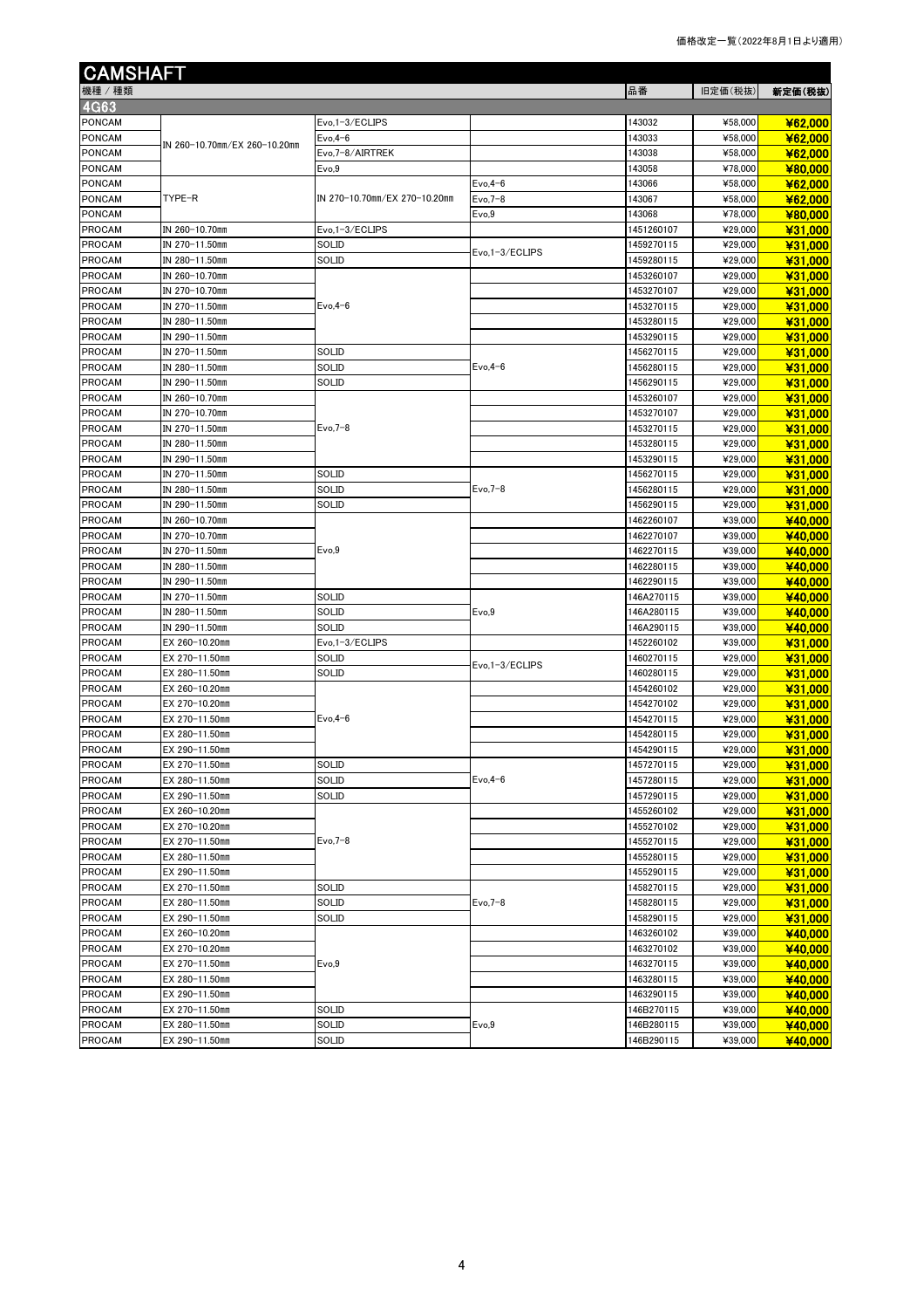価格改定一覧（2022年8月1日より適用）

# CAMSHAFT

| 機種 / 種類 | | | | 品番 | 旧定価(税抜) | 新定価(税抜) |
|---|---|---|---|---|---|---|
| **4G63** | | | | | | |
| PONCAM | IN 260-10.70mm/EX 260-10.20mm | Evo,1-3/ECLIPS | | 143032 | ¥58,000 | **¥62,000** |
| PONCAM | | Evo,4-6 | | 143033 | ¥58,000 | **¥62,000** |
| PONCAM | | Evo,7-8/AIRTREK | | 143038 | ¥58,000 | **¥62,000** |
| PONCAM | | Evo,9 | | 143058 | ¥78,000 | **¥80,000** |
| PONCAM | TYPE-R | IN 270-10.70mm/EX 270-10.20mm | Evo,4-6 | 143066 | ¥58,000 | **¥62,000** |
| PONCAM | | | Evo,7-8 | 143067 | ¥58,000 | **¥62,000** |
| PONCAM | | | Evo,9 | 143068 | ¥78,000 | **¥80,000** |
| PROCAM | IN 260-10.70mm | Evo,1-3/ECLIPS | | 1451260107 | ¥29,000 | **¥31,000** |
| PROCAM | IN 270-11.50mm | SOLID | Evo,1-3/ECLIPS | 1459270115 | ¥29,000 | **¥31,000** |
| PROCAM | IN 280-11.50mm | SOLID | | 1459280115 | ¥29,000 | **¥31,000** |
| PROCAM | IN 260-10.70mm | Evo,4-6 | | 1453260107 | ¥29,000 | **¥31,000** |
| PROCAM | IN 270-10.70mm | | | 1453270107 | ¥29,000 | **¥31,000** |
| PROCAM | IN 270-11.50mm | | | 1453270115 | ¥29,000 | **¥31,000** |
| PROCAM | IN 280-11.50mm | | | 1453280115 | ¥29,000 | **¥31,000** |
| PROCAM | IN 290-11.50mm | | | 1453290115 | ¥29,000 | **¥31,000** |
| PROCAM | IN 270-11.50mm | SOLID | Evo,4-6 | 1456270115 | ¥29,000 | **¥31,000** |
| PROCAM | IN 280-11.50mm | SOLID | | 1456280115 | ¥29,000 | **¥31,000** |
| PROCAM | IN 290-11.50mm | SOLID | | 1456290115 | ¥29,000 | **¥31,000** |
| PROCAM | IN 260-10.70mm | Evo,7-8 | | 1453260107 | ¥29,000 | **¥31,000** |
| PROCAM | IN 270-10.70mm | | | 1453270107 | ¥29,000 | **¥31,000** |
| PROCAM | IN 270-11.50mm | | | 1453270115 | ¥29,000 | **¥31,000** |
| PROCAM | IN 280-11.50mm | | | 1453280115 | ¥29,000 | **¥31,000** |
| PROCAM | IN 290-11.50mm | | | 1453290115 | ¥29,000 | **¥31,000** |
| PROCAM | IN 270-11.50mm | SOLID | Evo,7-8 | 1456270115 | ¥29,000 | **¥31,000** |
| PROCAM | IN 280-11.50mm | SOLID | | 1456280115 | ¥29,000 | **¥31,000** |
| PROCAM | IN 290-11.50mm | SOLID | | 1456290115 | ¥29,000 | **¥31,000** |
| PROCAM | IN 260-10.70mm | Evo,9 | | 1462260107 | ¥39,000 | **¥40,000** |
| PROCAM | IN 270-10.70mm | | | 1462270107 | ¥39,000 | **¥40,000** |
| PROCAM | IN 270-11.50mm | | | 1462270115 | ¥39,000 | **¥40,000** |
| PROCAM | IN 280-11.50mm | | | 1462280115 | ¥39,000 | **¥40,000** |
| PROCAM | IN 290-11.50mm | | | 1462290115 | ¥39,000 | **¥40,000** |
| PROCAM | IN 270-11.50mm | SOLID | Evo,9 | 146A270115 | ¥39,000 | **¥40,000** |
| PROCAM | IN 280-11.50mm | SOLID | | 146A280115 | ¥39,000 | **¥40,000** |
| PROCAM | IN 290-11.50mm | SOLID | | 146A290115 | ¥39,000 | **¥40,000** |
| PROCAM | EX 260-10.20mm | Evo,1-3/ECLIPS | | 1452260102 | ¥39,000 | **¥31,000** |
| PROCAM | EX 270-11.50mm | SOLID | Evo,1-3/ECLIPS | 1460270115 | ¥29,000 | **¥31,000** |
| PROCAM | EX 280-11.50mm | SOLID | | 1460280115 | ¥29,000 | **¥31,000** |
| PROCAM | EX 260-10.20mm | Evo,4-6 | | 1454260102 | ¥29,000 | **¥31,000** |
| PROCAM | EX 270-10.20mm | | | 1454270102 | ¥29,000 | **¥31,000** |
| PROCAM | EX 270-11.50mm | | | 1454270115 | ¥29,000 | **¥31,000** |
| PROCAM | EX 280-11.50mm | | | 1454280115 | ¥29,000 | **¥31,000** |
| PROCAM | EX 290-11.50mm | | | 1454290115 | ¥29,000 | **¥31,000** |
| PROCAM | EX 270-11.50mm | SOLID | Evo,4-6 | 1457270115 | ¥29,000 | **¥31,000** |
| PROCAM | EX 280-11.50mm | SOLID | | 1457280115 | ¥29,000 | **¥31,000** |
| PROCAM | EX 290-11.50mm | SOLID | | 1457290115 | ¥29,000 | **¥31,000** |
| PROCAM | EX 260-10.20mm | Evo,7-8 | | 1455260102 | ¥29,000 | **¥31,000** |
| PROCAM | EX 270-10.20mm | | | 1455270102 | ¥29,000 | **¥31,000** |
| PROCAM | EX 270-11.50mm | | | 1455270115 | ¥29,000 | **¥31,000** |
| PROCAM | EX 280-11.50mm | | | 1455280115 | ¥29,000 | **¥31,000** |
| PROCAM | EX 290-11.50mm | | | 1455290115 | ¥29,000 | **¥31,000** |
| PROCAM | EX 270-11.50mm | SOLID | Evo,7-8 | 1458270115 | ¥29,000 | **¥31,000** |
| PROCAM | EX 280-11.50mm | SOLID | | 1458280115 | ¥29,000 | **¥31,000** |
| PROCAM | EX 290-11.50mm | SOLID | | 1458290115 | ¥29,000 | **¥31,000** |
| PROCAM | EX 260-10.20mm | Evo,9 | | 1463260102 | ¥39,000 | **¥40,000** |
| PROCAM | EX 270-10.20mm | | | 1463270102 | ¥39,000 | **¥40,000** |
| PROCAM | EX 270-11.50mm | | | 1463270115 | ¥39,000 | **¥40,000** |
| PROCAM | EX 280-11.50mm | | | 1463280115 | ¥39,000 | **¥40,000** |
| PROCAM | EX 290-11.50mm | | | 1463290115 | ¥39,000 | **¥40,000** |
| PROCAM | EX 270-11.50mm | SOLID | Evo,9 | 146B270115 | ¥39,000 | **¥40,000** |
| PROCAM | EX 280-11.50mm | SOLID | | 146B280115 | ¥39,000 | **¥40,000** |
| PROCAM | EX 290-11.50mm | SOLID | | 146B290115 | ¥39,000 | **¥40,000** |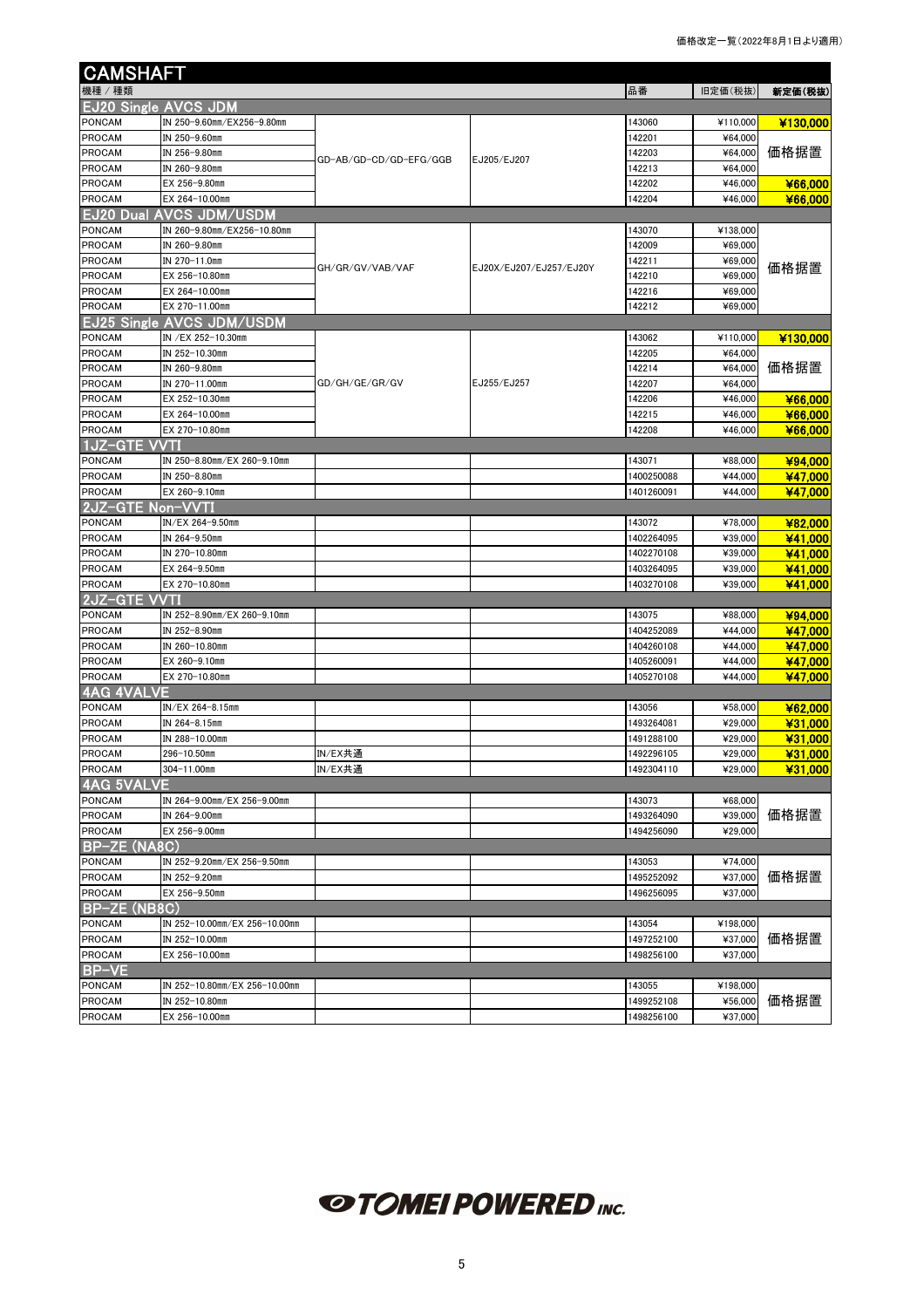価格改定一覧（2022年8月1日より適用）

# CAMSHAFT

| 機種 / 種類 | | | | 品番 | 旧定価(税抜) | 新定価(税抜) |
|---|---|---|---|---|---|---|
| **EJ20 Single AVCS JDM** | | | | | | |
| PONCAM | IN 250-9.60mm/EX256-9.80mm | GD-AB/GD-CD/GD-EFG/GGB | EJ205/EJ207 | 143060 | ¥110,000 | ¥130,000 |
| PROCAM | IN 250-9.60mm | | | 142201 | ¥64,000 | 価格据置 |
| PROCAM | IN 256-9.80mm | | | 142203 | ¥64,000 | |
| PROCAM | IN 260-9.80mm | | | 142213 | ¥64,000 | |
| PROCAM | EX 256-9.80mm | | | 142202 | ¥46,000 | ¥66,000 |
| PROCAM | EX 264-10.00mm | | | 142204 | ¥46,000 | ¥66,000 |
| **EJ20 Dual AVCS JDM/USDM** | | | | | | |
| PONCAM | IN 260-9.80mm/EX256-10.80mm | GH/GR/GV/VAB/VAF | EJ20X/EJ207/EJ257/EJ20Y | 143070 | ¥138,000 | 価格据置 |
| PROCAM | IN 260-9.80mm | | | 142009 | ¥69,000 | |
| PROCAM | IN 270-11.0mm | | | 142211 | ¥69,000 | |
| PROCAM | EX 256-10.80mm | | | 142210 | ¥69,000 | |
| PROCAM | EX 264-10.00mm | | | 142216 | ¥69,000 | |
| PROCAM | EX 270-11.00mm | | | 142212 | ¥69,000 | |
| **EJ25 Single AVCS JDM/USDM** | | | | | | |
| PONCAM | IN /EX 252-10.30mm | GD/GH/GE/GR/GV | EJ255/EJ257 | 143062 | ¥110,000 | ¥130,000 |
| PROCAM | IN 252-10.30mm | | | 142205 | ¥64,000 | 価格据置 |
| PROCAM | IN 260-9.80mm | | | 142214 | ¥64,000 | |
| PROCAM | IN 270-11.00mm | | | 142207 | ¥64,000 | |
| PROCAM | EX 252-10.30mm | | | 142206 | ¥46,000 | ¥66,000 |
| PROCAM | EX 264-10.00mm | | | 142215 | ¥46,000 | ¥66,000 |
| PROCAM | EX 270-10.80mm | | | 142208 | ¥46,000 | ¥66,000 |
| **1JZ-GTE VVTI** | | | | | | |
| PONCAM | IN 250-8.80mm/EX 260-9.10mm | | | 143071 | ¥88,000 | ¥94,000 |
| PROCAM | IN 250-8.80mm | | | 1400250088 | ¥44,000 | ¥47,000 |
| PROCAM | EX 260-9.10mm | | | 1401260091 | ¥44,000 | ¥47,000 |
| **2JZ-GTE Non-VVTI** | | | | | | |
| PONCAM | IN/EX 264-9.50mm | | | 143072 | ¥78,000 | ¥82,000 |
| PROCAM | IN 264-9.50mm | | | 1402264095 | ¥39,000 | ¥41,000 |
| PROCAM | IN 270-10.80mm | | | 1402270108 | ¥39,000 | ¥41,000 |
| PROCAM | EX 264-9.50mm | | | 1403264095 | ¥39,000 | ¥41,000 |
| PROCAM | EX 270-10.80mm | | | 1403270108 | ¥39,000 | ¥41,000 |
| **2JZ-GTE VVTI** | | | | | | |
| PONCAM | IN 252-8.90mm/EX 260-9.10mm | | | 143075 | ¥88,000 | ¥94,000 |
| PROCAM | IN 252-8.90mm | | | 1404252089 | ¥44,000 | ¥47,000 |
| PROCAM | IN 260-10.80mm | | | 1404260108 | ¥44,000 | ¥47,000 |
| PROCAM | EX 260-9.10mm | | | 1405260091 | ¥44,000 | ¥47,000 |
| PROCAM | EX 270-10.80mm | | | 1405270108 | ¥44,000 | ¥47,000 |
| **4AG 4VALVE** | | | | | | |
| PONCAM | IN/EX 264-8.15mm | | | 143056 | ¥58,000 | ¥62,000 |
| PROCAM | IN 264-8.15mm | | | 1493264081 | ¥29,000 | ¥31,000 |
| PROCAM | IN 288-10.00mm | | | 1491288100 | ¥29,000 | ¥31,000 |
| PROCAM | 296-10.50mm | IN/EX共通 | | 1492296105 | ¥29,000 | ¥31,000 |
| PROCAM | 304-11.00mm | IN/EX共通 | | 1492304110 | ¥29,000 | ¥31,000 |
| **4AG 5VALVE** | | | | | | |
| PONCAM | IN 264-9.00mm/EX 256-9.00mm | | | 143073 | ¥68,000 | 価格据置 |
| PROCAM | IN 264-9.00mm | | | 1493264090 | ¥39,000 | |
| PROCAM | EX 256-9.00mm | | | 1494256090 | ¥29,000 | |
| **BP-ZE (NA8C)** | | | | | | |
| PONCAM | IN 252-9.20mm/EX 256-9.50mm | | | 143053 | ¥74,000 | 価格据置 |
| PROCAM | IN 252-9.20mm | | | 1495252092 | ¥37,000 | |
| PROCAM | EX 256-9.50mm | | | 1496256095 | ¥37,000 | |
| **BP-ZE (NB8C)** | | | | | | |
| PONCAM | IN 252-10.00mm/EX 256-10.00mm | | | 143054 | ¥198,000 | 価格据置 |
| PROCAM | IN 252-10.00mm | | | 1497252100 | ¥37,000 | |
| PROCAM | EX 256-10.00mm | | | 1498256100 | ¥37,000 | |
| **BP-VE** | | | | | | |
| PONCAM | IN 252-10.80mm/EX 256-10.00mm | | | 143055 | ¥198,000 | 価格据置 |
| PROCAM | IN 252-10.80mm | | | 1499252108 | ¥56,000 | |
| PROCAM | EX 256-10.00mm | | | 1498256100 | ¥37,000 | |

TOMEI POWERED INC.